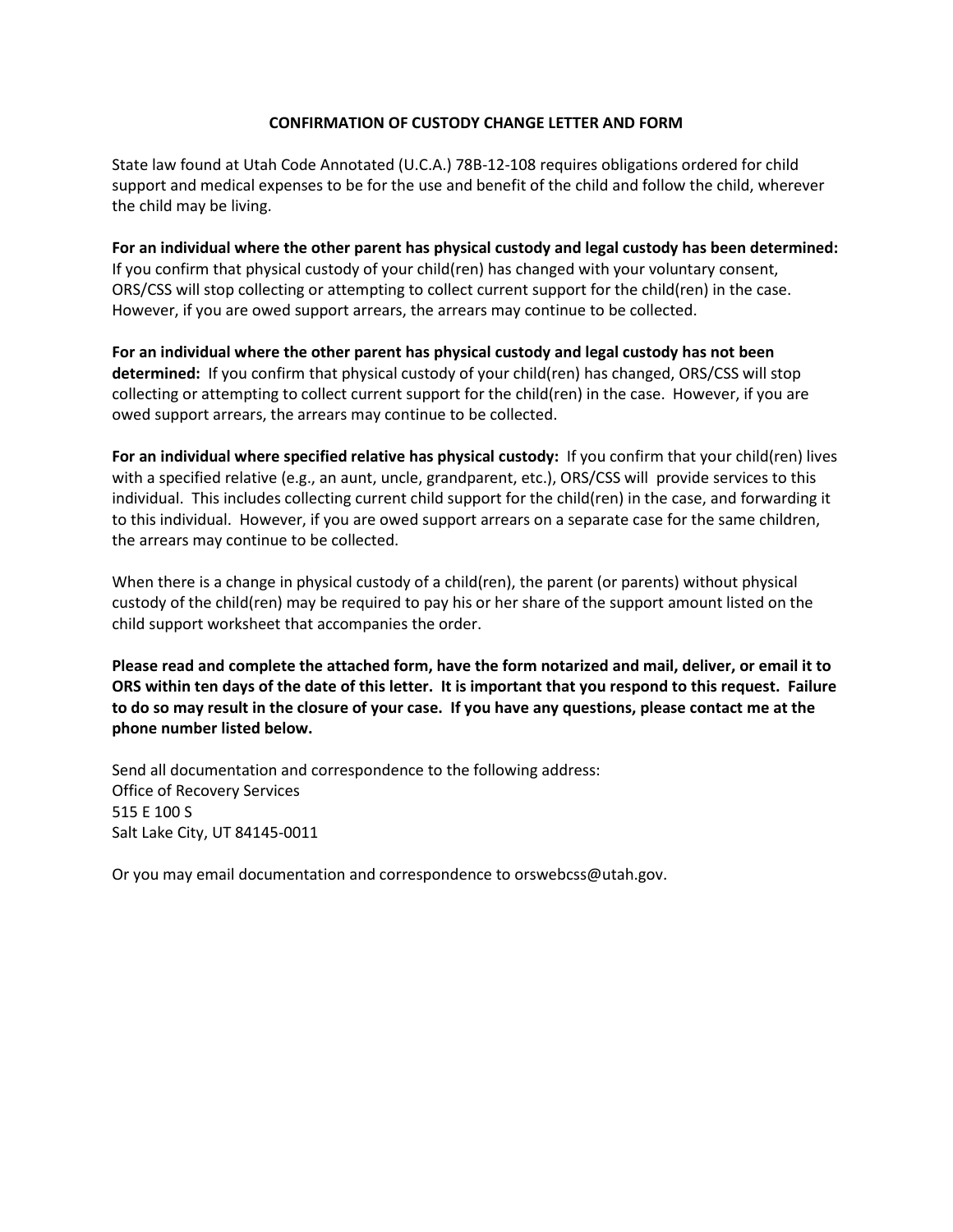# CONFIRMATION OF CUSTODY CHANGE LETTER AND FORM

State law found at Utah Code Annotated (U.C.A.) 78B-12-108 requires obligations ordered for child support and medical expenses to be for the use and benefit of the child and follow the child, wherever the child may be living.

**For an individual where the other parent has physical custody and legal custody has been determined:** If you confirm that physical custody of your child(ren) has changed with your voluntary consent, ORS/CSS will stop collecting or attempting to collect current support for the child(ren) in the case. However, if you are owed support arrears, the arrears may continue to be collected.

**For an individual where the other parent has physical custody and legal custody has not been determined:** If you confirm that physical custody of your child(ren) has changed, ORS/CSS will stop collecting or attempting to collect current support for the child(ren) in the case. However, if you are owed support arrears, the arrears may continue to be collected.

**For an individual where specified relative has physical custody:** If you confirm that your child(ren) lives with a specified relative (e.g., an aunt, uncle, grandparent, etc.), ORS/CSS will provide services to this individual. This includes collecting current child support for the child(ren) in the case, and forwarding it to this individual. However, if you are owed support arrears on a separate case for the same children, the arrears may continue to be collected.

When there is a change in physical custody of a child(ren), the parent (or parents) without physical custody of the child(ren) may be required to pay his or her share of the support amount listed on the child support worksheet that accompanies the order.

**Please read and complete the attached form, have the form notarized and mail, deliver, or email it to ORS within ten days of the date of this letter. It is important that you respond to this request. Failure to do so may result in the closure of your case. If you have any questions, please contact me at the phone number listed below.**

Send all documentation and correspondence to the following address:
Office of Recovery Services
515 E 100 S
Salt Lake City, UT 84145-0011

Or you may email documentation and correspondence to orswebcss@utah.gov.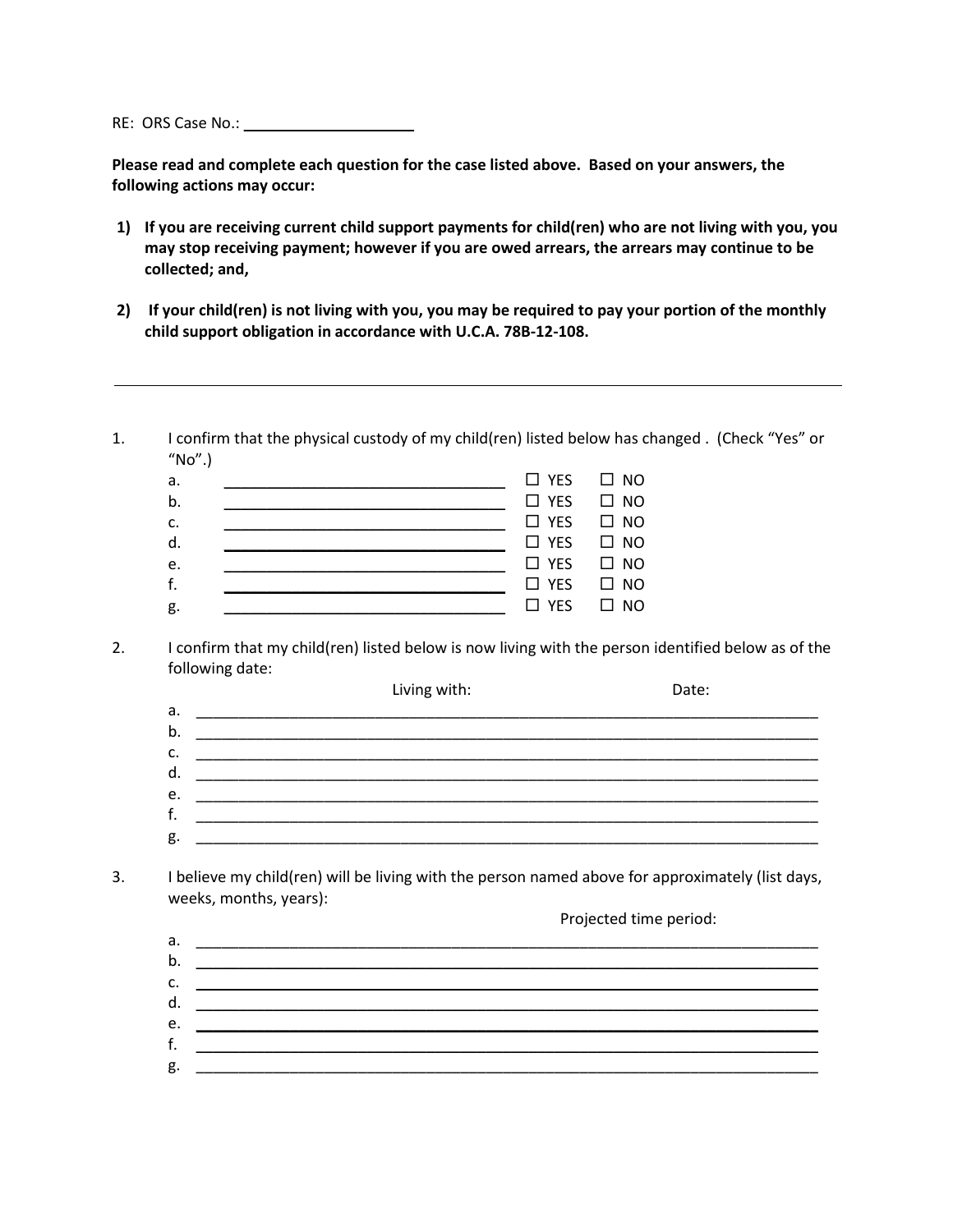RE: ORS Case No.: ____________________

**Please read and complete each question for the case listed above. Based on your answers, the following actions may occur:**

**1) If you are receiving current child support payments for child(ren) who are not living with you, you may stop receiving payment; however if you are owed arrears, the arrears may continue to be collected; and,**

**2) If your child(ren) is not living with you, you may be required to pay your portion of the monthly child support obligation in accordance with U.C.A. 78B-12-108.**

---

1. I confirm that the physical custody of my child(ren) listed below has changed . (Check "Yes" or "No".)

   a. __________________________________ ☐ YES ☐ NO
   b. __________________________________ ☐ YES ☐ NO
   c. __________________________________ ☐ YES ☐ NO
   d. __________________________________ ☐ YES ☐ NO
   e. __________________________________ ☐ YES ☐ NO
   f. __________________________________ ☐ YES ☐ NO
   g. __________________________________ ☐ YES ☐ NO

2. I confirm that my child(ren) listed below is now living with the person identified below as of the following date:

   Living with: Date:

   a. ____________________________________________________________________________
   b. ____________________________________________________________________________
   c. ____________________________________________________________________________
   d. ____________________________________________________________________________
   e. ____________________________________________________________________________
   f. ____________________________________________________________________________
   g. ____________________________________________________________________________

3. I believe my child(ren) will be living with the person named above for approximately (list days, weeks, months, years):

   Projected time period:

   a. ____________________________________________________________________________
   b. ____________________________________________________________________________
   c. ____________________________________________________________________________
   d. ____________________________________________________________________________
   e. ____________________________________________________________________________
   f. ____________________________________________________________________________
   g. ____________________________________________________________________________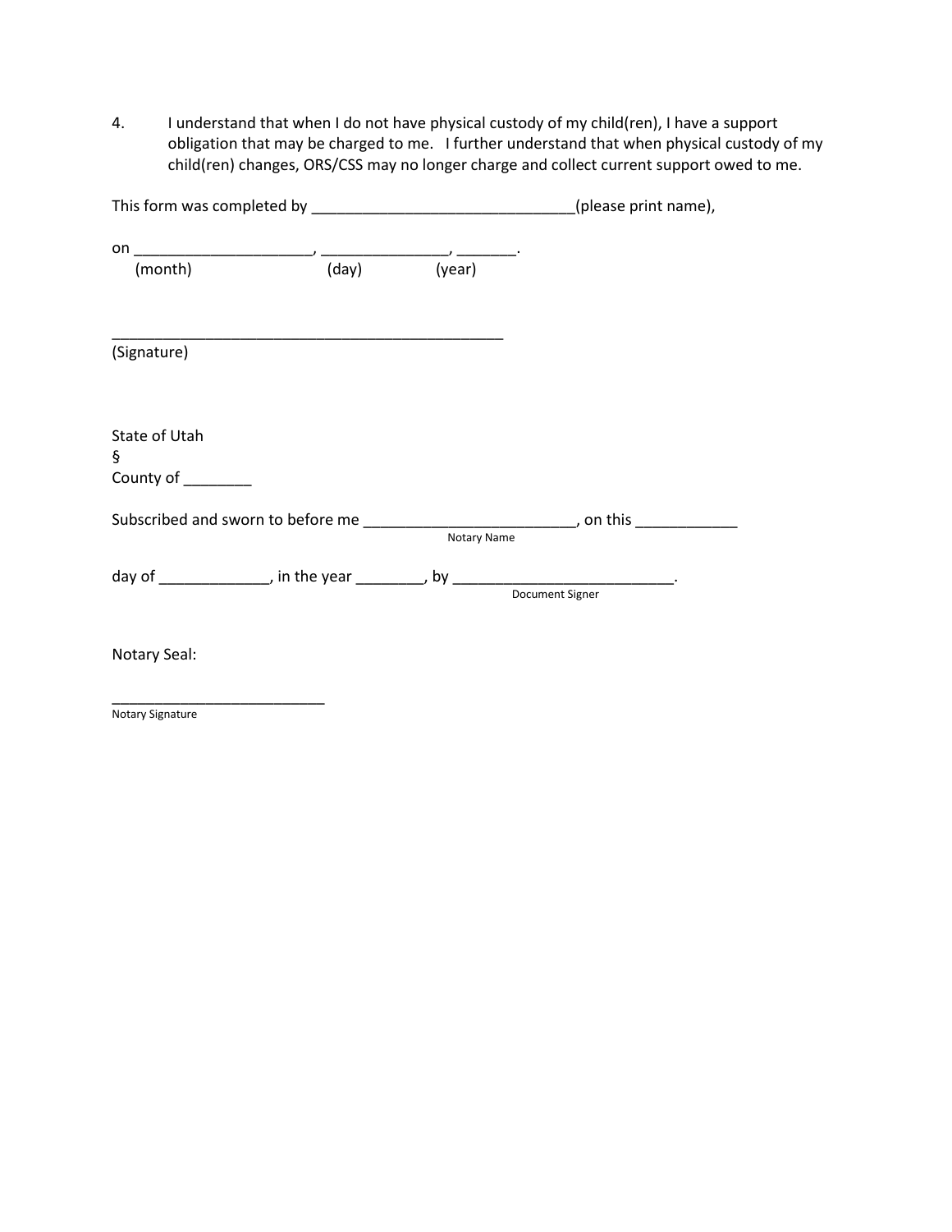4. I understand that when I do not have physical custody of my child(ren), I have a support obligation that may be charged to me. I further understand that when physical custody of my child(ren) changes, ORS/CSS may no longer charge and collect current support owed to me.

This form was completed by ______________________________(please print name),

on ____________________, ______________, _______.
(month) (day) (year)

_____________________________________________
(Signature)

State of Utah
§
County of ________

Subscribed and sworn to before me ________________________, on this ___________
Notary Name

day of _____________, in the year ________, by _________________________.
Document Signer

Notary Seal:

_________________________
Notary Signature